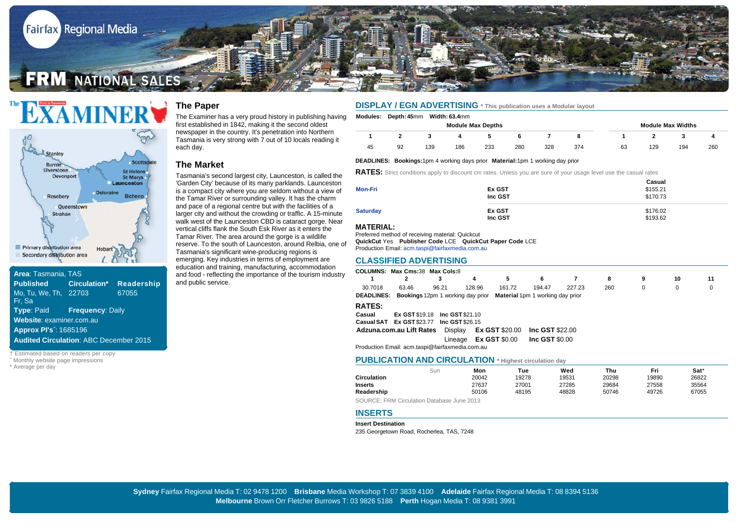Fairfax Regional Media

FRM NATIONAL SALES

# The Examiner

Stanley, Burnie, Ulverstone, Devonport, Scottsdale, St Helens, St Marys, Launceston, Deloraine, Rosebery, Bicheno, Queenstown, Strahan, Hobart

Primary distribution area
Secondary distribution area

**Area**: Tasmania, TAS

| Published | Circulation* | Readership |
|---|---|---|
| Mo, Tu, We, Th, Fr, Sa | 22703 | 67055 |

**Type**: Paid **Frequency**: Daily

**Website**: examiner.com.au

**Approx PI's^**: 1685196

**Audited Circulation**: ABC December 2015

† Estimated based on readers per copy
^ Monthly website page impressions
* Average per day

## The Paper

The Examiner has a very proud history in publishing having first established in 1842, making it the second oldest newspaper in the country. It's penetration into Northern Tasmania is very strong with 7 out of 10 locals reading it each day.

## The Market

Tasmania's second largest city, Launceston, is called the 'Garden City' because of its many parklands. Launceston is a compact city where you are seldom without a view of the Tamar River or surrounding valley. It has the charm and pace of a regional centre but with the facilities of a larger city and without the crowding or traffic. A 15-minute walk west of the Launceston CBD is cataract gorge. Near vertical cliffs flank the South Esk River as it enters the Tamar River. The area around the gorge is a wildlife reserve. To the south of Launceston, around Relbia, one of Tasmania's significant wine-producing regions is emerging. Key industries in terms of employment are education and training, manufacturing, accommodation and food - reflecting the importance of the tourism industry and public service.

## DISPLAY / EGN ADVERTISING * This publication uses a Modular layout

**Modules: Depth: 45**mm **Width: 63.4**mm

| Module Max Depths | | | | | | | |
|---|---|---|---|---|---|---|---|
| 1 | 2 | 3 | 4 | 5 | 6 | 7 | 8 |
| 45 | 92 | 139 | 186 | 233 | 280 | 328 | 374 |

| Module Max Widths | | | |
|---|---|---|---|
| 1 | 2 | 3 | 4 |
| 63 | 129 | 194 | 260 |

**DEADLINES: Bookings:**1pm 4 working days prior **Material:**1pm 1 working day prior

**RATES:** Strict conditions apply to discount cm rates. Unless you are sure of your usage level use the casual rates

| | | Casual |
|---|---|---|
| **Mon-Fri** | **Ex GST** | $155.21 |
| | **Inc GST** | $170.73 |
| **Saturday** | **Ex GST** | $176.02 |
| | **Inc GST** | $193.62 |

**MATERIAL:**

Preferred method of receiving material: Quickcut
**QuickCut** Yes **Publisher Code** LCE **QuickCut Paper Code** LCE
Production Email: acm.taspi@fairfaxmedia.com.au

## CLASSIFIED ADVERTISING

**COLUMNS: Max Cms:**38 **Max Cols:**8

| 1 | 2 | 3 | 4 | 5 | 6 | 7 | 8 | 9 | 10 | 11 |
|---|---|---|---|---|---|---|---|---|---|---|
| 30.7018 | 63.46 | 96.21 | 128.96 | 161.72 | 194.47 | 227.23 | 260 | 0 | 0 | 0 |

**DEADLINES: Bookings** 12pm 1 working day prior **Material** 1pm 1 working day prior

**RATES:**

**Casual** **Ex GST** $19.18 **Inc GST** $21.10
**Casual SAT** **Ex GST** $23.77 **Inc GST** $26.15

| **Adzuna.com.au Lift Rates** | Display | **Ex GST** $20.00 | **Inc GST** $22.00 |
|---|---|---|---|
| | Lineage | **Ex GST** $0.00 | **Inc GST** $0.00 |

Production Email: acm.taspi@fairfaxmedia.com.au

## PUBLICATION AND CIRCULATION * Highest circulation day

| | *Sun* | Mon | Tue | Wed | Thu | Fri | Sat* |
|---|---|---|---|---|---|---|---|
| **Circulation** | | 20042 | 19278 | 19531 | 20298 | 19890 | 26822 |
| **Inserts** | | 27637 | 27001 | 27285 | 29684 | 27558 | 35564 |
| **Readership** | | 50106 | 48195 | 48828 | 50746 | 49726 | 67055 |

SOURCE: FRM Circulation Database June 2013

## INSERTS

**Insert Destination**
235 Georgetown Road, Rocherlea, TAS, 7248

**Sydney** Fairfax Regional Media T: 02 9478 1200 **Brisbane** Media Workshop T: 07 3839 4100 **Adelaide** Fairfax Regional Media T: 08 8394 5136
**Melbourne** Brown Orr Fletcher Burrows T: 03 9826 5188 **Perth** Hogan Media T: 08 9381 3991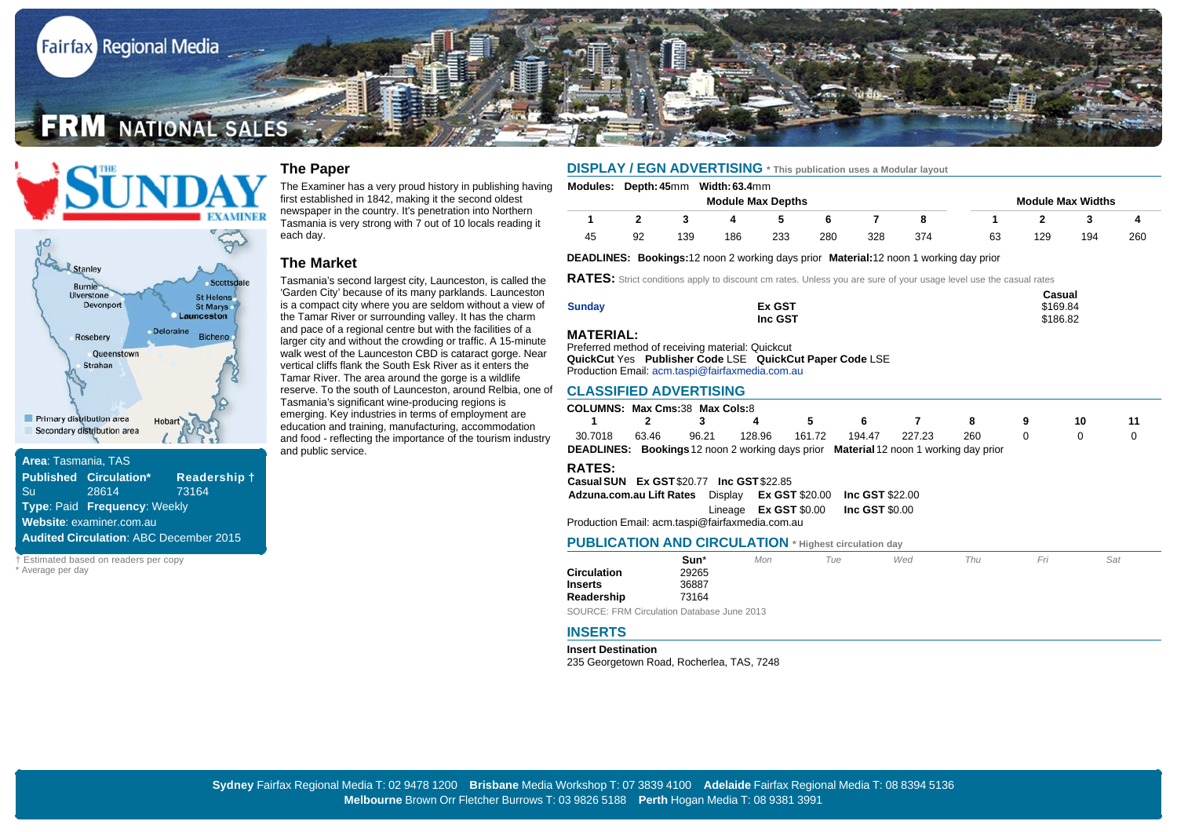Fairfax Regional Media

FRM NATIONAL SALES

THE SUNDAY EXAMINER

Stanley
Burnie
Ulverstone
Devonport
Scottsdale
St Helens
St Marys
Launceston
Deloraine
Bicheno
Rosebery
Queenstown
Strahan
Hobart

Primary distribution area
Secondary distribution area

**Area**: Tasmania, TAS

| Published | Circulation* | Readership † |
|---|---|---|
| Su | 28614 | 73164 |

**Type**: Paid **Frequency**: Weekly

**Website**: examiner.com.au

**Audited Circulation**: ABC December 2015

† Estimated based on readers per copy
* Average per day

## The Paper

The Examiner has a very proud history in publishing having first established in 1842, making it the second oldest newspaper in the country. It's penetration into Northern Tasmania is very strong with 7 out of 10 locals reading it each day.

## The Market

Tasmania's second largest city, Launceston, is called the 'Garden City' because of its many parklands. Launceston is a compact city where you are seldom without a view of the Tamar River or surrounding valley. It has the charm and pace of a regional centre but with the facilities of a larger city and without the crowding or traffic. A 15-minute walk west of the Launceston CBD is cataract gorge. Near vertical cliffs flank the South Esk River as it enters the Tamar River. The area around the gorge is a wildlife reserve. To the south of Launceston, around Relbia, one of Tasmania's significant wine-producing regions is emerging. Key industries in terms of employment are education and training, manufacturing, accommodation and food - reflecting the importance of the tourism industry and public service.

## DISPLAY / EGN ADVERTISING * This publication uses a Modular layout

**Modules: Depth: 45**mm **Width: 63.4**mm

| Module Max Depths | | | | | | | |
|---|---|---|---|---|---|---|---|
| 1 | 2 | 3 | 4 | 5 | 6 | 7 | 8 |
| 45 | 92 | 139 | 186 | 233 | 280 | 328 | 374 |

| Module Max Widths | | | |
|---|---|---|---|
| 1 | 2 | 3 | 4 |
| 63 | 129 | 194 | 260 |

**DEADLINES: Bookings:**12 noon 2 working days prior **Material:**12 noon 1 working day prior

**RATES:** Strict conditions apply to discount cm rates. Unless you are sure of your usage level use the casual rates

| | | Casual |
|---|---|---|
| Sunday | Ex GST | $169.84 |
| | Inc GST | $186.82 |

### MATERIAL:

Preferred method of receiving material: Quickcut
**QuickCut** Yes **Publisher Code** LSE **QuickCut Paper Code** LSE
Production Email: acm.taspi@fairfaxmedia.com.au

## CLASSIFIED ADVERTISING

**COLUMNS: Max Cms:**38 **Max Cols:**8

| 1 | 2 | 3 | 4 | 5 | 6 | 7 | 8 | 9 | 10 | 11 |
|---|---|---|---|---|---|---|---|---|---|---|
| 30.7018 | 63.46 | 96.21 | 128.96 | 161.72 | 194.47 | 227.23 | 260 | 0 | 0 | 0 |

**DEADLINES: Bookings** 12 noon 2 working days prior **Material** 12 noon 1 working day prior

### RATES:

**Casual SUN Ex GST** $20.77 **Inc GST** $22.85

| | | | |
|---|---|---|---|
| **Adzuna.com.au Lift Rates** | Display | **Ex GST** $20.00 | **Inc GST** $22.00 |
| | Lineage | **Ex GST** $0.00 | **Inc GST** $0.00 |

Production Email: acm.taspi@fairfaxmedia.com.au

## PUBLICATION AND CIRCULATION * Highest circulation day

| | Sun* | Mon | Tue | Wed | Thu | Fri | Sat |
|---|---|---|---|---|---|---|---|
| **Circulation** | 29265 | | | | | | |
| **Inserts** | 36887 | | | | | | |
| **Readership** | 73164 | | | | | | |

SOURCE: FRM Circulation Database June 2013

## INSERTS

**Insert Destination**
235 Georgetown Road, Rocherlea, TAS, 7248

**Sydney** Fairfax Regional Media T: 02 9478 1200 **Brisbane** Media Workshop T: 07 3839 4100 **Adelaide** Fairfax Regional Media T: 08 8394 5136
**Melbourne** Brown Orr Fletcher Burrows T: 03 9826 5188 **Perth** Hogan Media T: 08 9381 3991